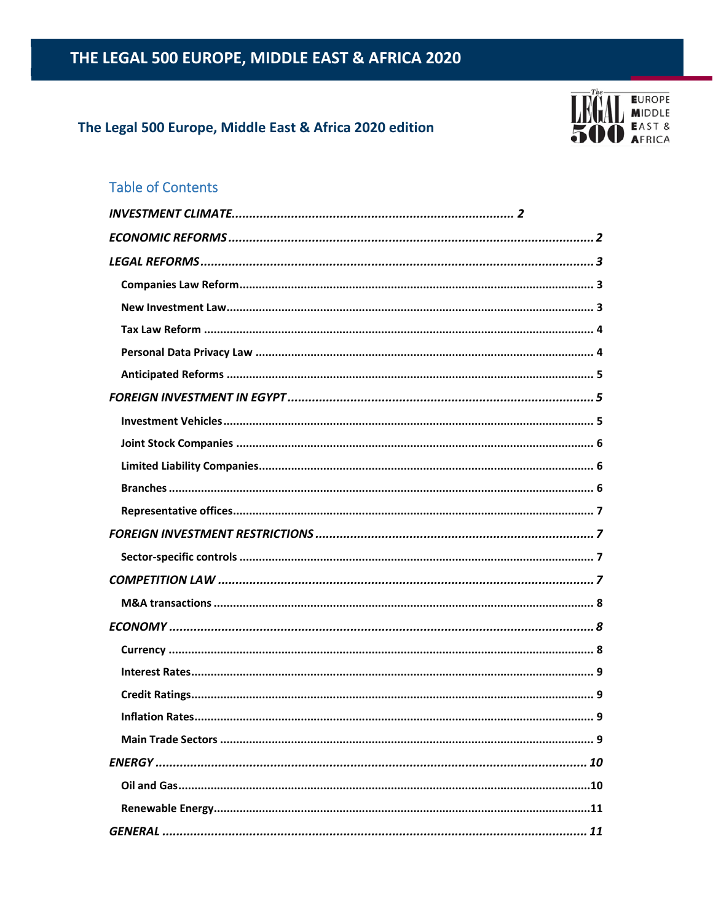# THE LEGAL 500 EUROPE, MIDDLE EAST & AFRICA 2020

## The Legal 500 Europe, Middle East & Africa 2020 edition

### Table of Contents

*INVESTMENT CLIMATE* ................................................................................ *2*

*ECONOMIC REFORMS* ................................................................................ *2*

*LEGAL REFORMS* ................................................................................ *3*

- **Companies Law Reform** ................................................................................ 3
- **New Investment Law** ................................................................................ 3
- **Tax Law Reform** ................................................................................ 4
- **Personal Data Privacy Law** ................................................................................ 4
- **Anticipated Reforms** ................................................................................ 5

*FOREIGN INVESTMENT IN EGYPT* ................................................................................ *5*

- **Investment Vehicles** ................................................................................ 5
- **Joint Stock Companies** ................................................................................ 6
- **Limited Liability Companies** ................................................................................ 6
- **Branches** ................................................................................ 6
- **Representative offices** ................................................................................ 7

*FOREIGN INVESTMENT RESTRICTIONS* ................................................................................ *7*

- **Sector-specific controls** ................................................................................ 7

*COMPETITION LAW* ................................................................................ *7*

- **M&A transactions** ................................................................................ 8

*ECONOMY* ................................................................................ *8*

- **Currency** ................................................................................ 8
- **Interest Rates** ................................................................................ 9
- **Credit Ratings** ................................................................................ 9
- **Inflation Rates** ................................................................................ 9
- **Main Trade Sectors** ................................................................................ 9

*ENERGY* ................................................................................ *10*

- **Oil and Gas** ................................................................................ 10
- **Renewable Energy** ................................................................................ 11

*GENERAL* ................................................................................ *11*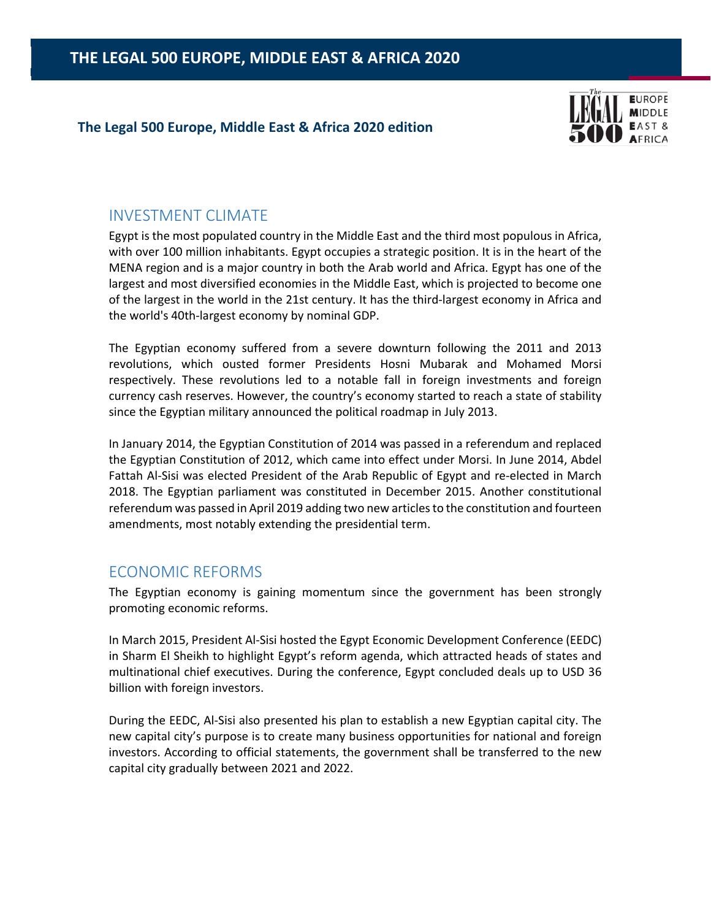## INVESTMENT CLIMATE

Egypt is the most populated country in the Middle East and the third most populous in Africa, with over 100 million inhabitants. Egypt occupies a strategic position. It is in the heart of the MENA region and is a major country in both the Arab world and Africa. Egypt has one of the largest and most diversified economies in the Middle East, which is projected to become one of the largest in the world in the 21st century. It has the third-largest economy in Africa and the world's 40th-largest economy by nominal GDP.

The Egyptian economy suffered from a severe downturn following the 2011 and 2013 revolutions, which ousted former Presidents Hosni Mubarak and Mohamed Morsi respectively. These revolutions led to a notable fall in foreign investments and foreign currency cash reserves. However, the country's economy started to reach a state of stability since the Egyptian military announced the political roadmap in July 2013.

In January 2014, the Egyptian Constitution of 2014 was passed in a referendum and replaced the Egyptian Constitution of 2012, which came into effect under Morsi. In June 2014, Abdel Fattah Al-Sisi was elected President of the Arab Republic of Egypt and re-elected in March 2018. The Egyptian parliament was constituted in December 2015. Another constitutional referendum was passed in April 2019 adding two new articles to the constitution and fourteen amendments, most notably extending the presidential term.

## ECONOMIC REFORMS

The Egyptian economy is gaining momentum since the government has been strongly promoting economic reforms.

In March 2015, President Al-Sisi hosted the Egypt Economic Development Conference (EEDC) in Sharm El Sheikh to highlight Egypt's reform agenda, which attracted heads of states and multinational chief executives. During the conference, Egypt concluded deals up to USD 36 billion with foreign investors.

During the EEDC, Al-Sisi also presented his plan to establish a new Egyptian capital city. The new capital city's purpose is to create many business opportunities for national and foreign investors. According to official statements, the government shall be transferred to the new capital city gradually between 2021 and 2022.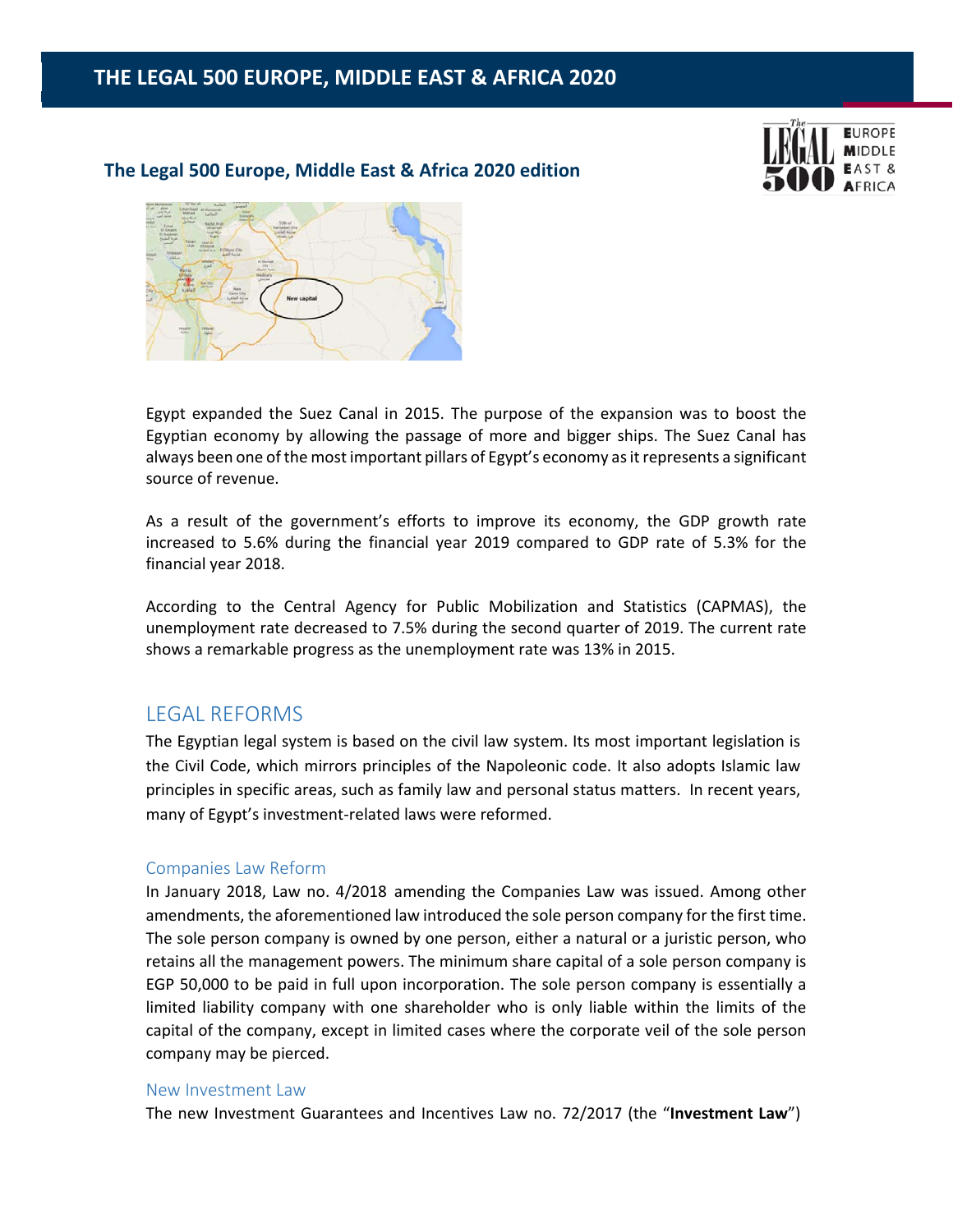# THE LEGAL 500 EUROPE, MIDDLE EAST & AFRICA 2020

**The Legal 500 Europe, Middle East & Africa 2020 edition**

Egypt expanded the Suez Canal in 2015. The purpose of the expansion was to boost the Egyptian economy by allowing the passage of more and bigger ships. The Suez Canal has always been one of the most important pillars of Egypt's economy as it represents a significant source of revenue.

As a result of the government's efforts to improve its economy, the GDP growth rate increased to 5.6% during the financial year 2019 compared to GDP rate of 5.3% for the financial year 2018.

According to the Central Agency for Public Mobilization and Statistics (CAPMAS), the unemployment rate decreased to 7.5% during the second quarter of 2019. The current rate shows a remarkable progress as the unemployment rate was 13% in 2015.

## LEGAL REFORMS

The Egyptian legal system is based on the civil law system. Its most important legislation is the Civil Code, which mirrors principles of the Napoleonic code. It also adopts Islamic law principles in specific areas, such as family law and personal status matters. In recent years, many of Egypt's investment-related laws were reformed.

### Companies Law Reform

In January 2018, Law no. 4/2018 amending the Companies Law was issued. Among other amendments, the aforementioned law introduced the sole person company for the first time. The sole person company is owned by one person, either a natural or a juristic person, who retains all the management powers. The minimum share capital of a sole person company is EGP 50,000 to be paid in full upon incorporation. The sole person company is essentially a limited liability company with one shareholder who is only liable within the limits of the capital of the company, except in limited cases where the corporate veil of the sole person company may be pierced.

### New Investment Law

The new Investment Guarantees and Incentives Law no. 72/2017 (the "**Investment Law**")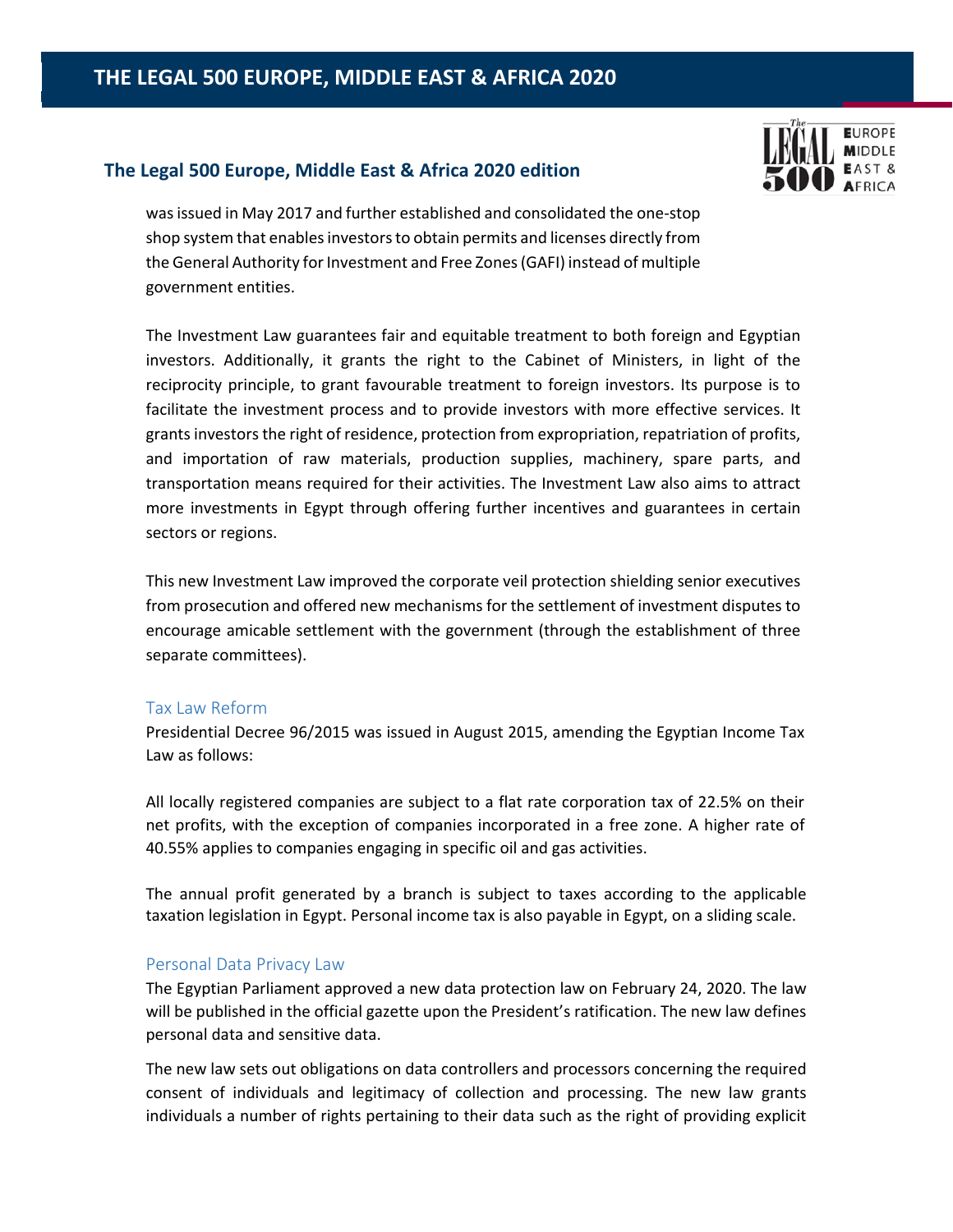was issued in May 2017 and further established and consolidated the one-stop shop system that enables investors to obtain permits and licenses directly from the General Authority for Investment and Free Zones (GAFI) instead of multiple government entities.

The Investment Law guarantees fair and equitable treatment to both foreign and Egyptian investors. Additionally, it grants the right to the Cabinet of Ministers, in light of the reciprocity principle, to grant favourable treatment to foreign investors. Its purpose is to facilitate the investment process and to provide investors with more effective services. It grants investors the right of residence, protection from expropriation, repatriation of profits, and importation of raw materials, production supplies, machinery, spare parts, and transportation means required for their activities. The Investment Law also aims to attract more investments in Egypt through offering further incentives and guarantees in certain sectors or regions.

This new Investment Law improved the corporate veil protection shielding senior executives from prosecution and offered new mechanisms for the settlement of investment disputes to encourage amicable settlement with the government (through the establishment of three separate committees).

### Tax Law Reform

Presidential Decree 96/2015 was issued in August 2015, amending the Egyptian Income Tax Law as follows:

All locally registered companies are subject to a flat rate corporation tax of 22.5% on their net profits, with the exception of companies incorporated in a free zone. A higher rate of 40.55% applies to companies engaging in specific oil and gas activities.

The annual profit generated by a branch is subject to taxes according to the applicable taxation legislation in Egypt. Personal income tax is also payable in Egypt, on a sliding scale.

### Personal Data Privacy Law

The Egyptian Parliament approved a new data protection law on February 24, 2020. The law will be published in the official gazette upon the President's ratification. The new law defines personal data and sensitive data.

The new law sets out obligations on data controllers and processors concerning the required consent of individuals and legitimacy of collection and processing. The new law grants individuals a number of rights pertaining to their data such as the right of providing explicit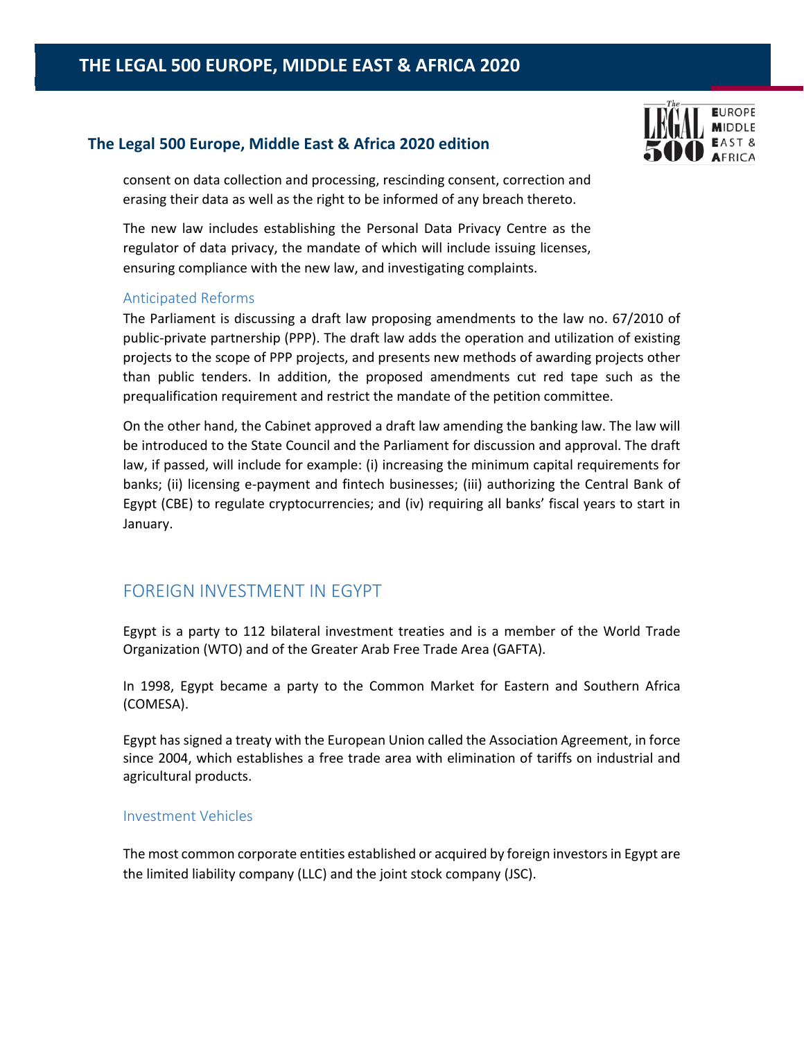consent on data collection and processing, rescinding consent, correction and erasing their data as well as the right to be informed of any breach thereto.

The new law includes establishing the Personal Data Privacy Centre as the regulator of data privacy, the mandate of which will include issuing licenses, ensuring compliance with the new law, and investigating complaints.

### Anticipated Reforms

The Parliament is discussing a draft law proposing amendments to the law no. 67/2010 of public-private partnership (PPP). The draft law adds the operation and utilization of existing projects to the scope of PPP projects, and presents new methods of awarding projects other than public tenders. In addition, the proposed amendments cut red tape such as the prequalification requirement and restrict the mandate of the petition committee.

On the other hand, the Cabinet approved a draft law amending the banking law. The law will be introduced to the State Council and the Parliament for discussion and approval. The draft law, if passed, will include for example: (i) increasing the minimum capital requirements for banks; (ii) licensing e-payment and fintech businesses; (iii) authorizing the Central Bank of Egypt (CBE) to regulate cryptocurrencies; and (iv) requiring all banks' fiscal years to start in January.

## FOREIGN INVESTMENT IN EGYPT

Egypt is a party to 112 bilateral investment treaties and is a member of the World Trade Organization (WTO) and of the Greater Arab Free Trade Area (GAFTA).

In 1998, Egypt became a party to the Common Market for Eastern and Southern Africa (COMESA).

Egypt has signed a treaty with the European Union called the Association Agreement, in force since 2004, which establishes a free trade area with elimination of tariffs on industrial and agricultural products.

### Investment Vehicles

The most common corporate entities established or acquired by foreign investors in Egypt are the limited liability company (LLC) and the joint stock company (JSC).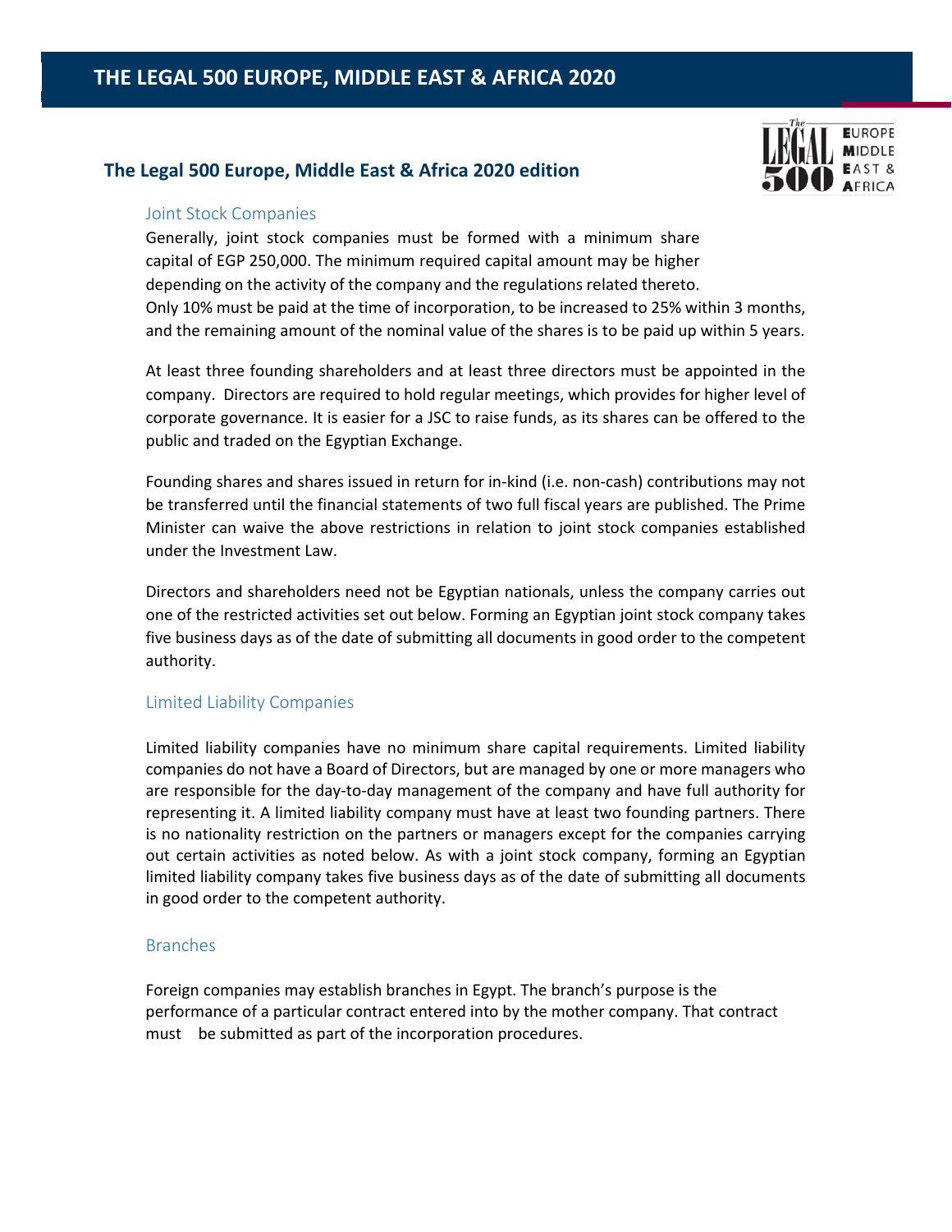## The Legal 500 Europe, Middle East & Africa 2020 edition

### Joint Stock Companies

Generally, joint stock companies must be formed with a minimum share capital of EGP 250,000. The minimum required capital amount may be higher depending on the activity of the company and the regulations related thereto. Only 10% must be paid at the time of incorporation, to be increased to 25% within 3 months, and the remaining amount of the nominal value of the shares is to be paid up within 5 years.

At least three founding shareholders and at least three directors must be appointed in the company. Directors are required to hold regular meetings, which provides for higher level of corporate governance. It is easier for a JSC to raise funds, as its shares can be offered to the public and traded on the Egyptian Exchange.

Founding shares and shares issued in return for in-kind (i.e. non-cash) contributions may not be transferred until the financial statements of two full fiscal years are published. The Prime Minister can waive the above restrictions in relation to joint stock companies established under the Investment Law.

Directors and shareholders need not be Egyptian nationals, unless the company carries out one of the restricted activities set out below. Forming an Egyptian joint stock company takes five business days as of the date of submitting all documents in good order to the competent authority.

### Limited Liability Companies

Limited liability companies have no minimum share capital requirements. Limited liability companies do not have a Board of Directors, but are managed by one or more managers who are responsible for the day-to-day management of the company and have full authority for representing it. A limited liability company must have at least two founding partners. There is no nationality restriction on the partners or managers except for the companies carrying out certain activities as noted below. As with a joint stock company, forming an Egyptian limited liability company takes five business days as of the date of submitting all documents in good order to the competent authority.

### Branches

Foreign companies may establish branches in Egypt. The branch's purpose is the performance of a particular contract entered into by the mother company. That contract must be submitted as part of the incorporation procedures.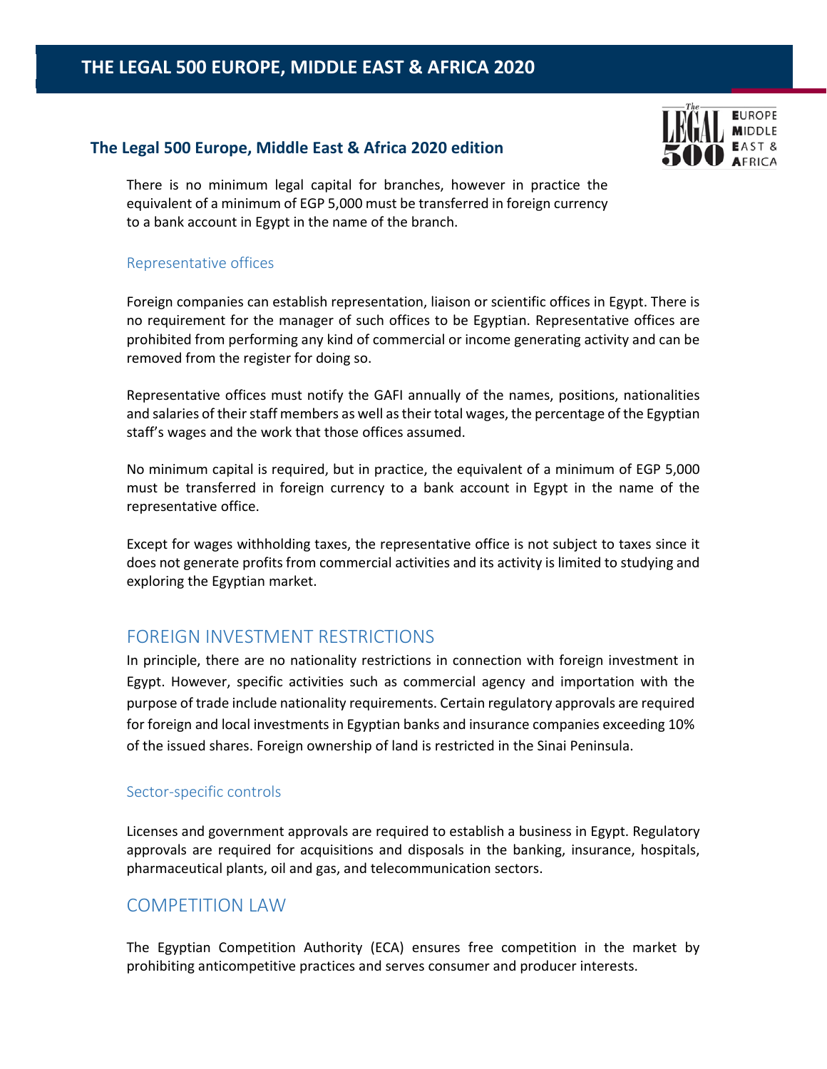There is no minimum legal capital for branches, however in practice the equivalent of a minimum of EGP 5,000 must be transferred in foreign currency to a bank account in Egypt in the name of the branch.

### Representative offices

Foreign companies can establish representation, liaison or scientific offices in Egypt. There is no requirement for the manager of such offices to be Egyptian. Representative offices are prohibited from performing any kind of commercial or income generating activity and can be removed from the register for doing so.

Representative offices must notify the GAFI annually of the names, positions, nationalities and salaries of their staff members as well as their total wages, the percentage of the Egyptian staff's wages and the work that those offices assumed.

No minimum capital is required, but in practice, the equivalent of a minimum of EGP 5,000 must be transferred in foreign currency to a bank account in Egypt in the name of the representative office.

Except for wages withholding taxes, the representative office is not subject to taxes since it does not generate profits from commercial activities and its activity is limited to studying and exploring the Egyptian market.

## FOREIGN INVESTMENT RESTRICTIONS

In principle, there are no nationality restrictions in connection with foreign investment in Egypt. However, specific activities such as commercial agency and importation with the purpose of trade include nationality requirements. Certain regulatory approvals are required for foreign and local investments in Egyptian banks and insurance companies exceeding 10% of the issued shares. Foreign ownership of land is restricted in the Sinai Peninsula.

### Sector-specific controls

Licenses and government approvals are required to establish a business in Egypt. Regulatory approvals are required for acquisitions and disposals in the banking, insurance, hospitals, pharmaceutical plants, oil and gas, and telecommunication sectors.

## COMPETITION LAW

The Egyptian Competition Authority (ECA) ensures free competition in the market by prohibiting anticompetitive practices and serves consumer and producer interests.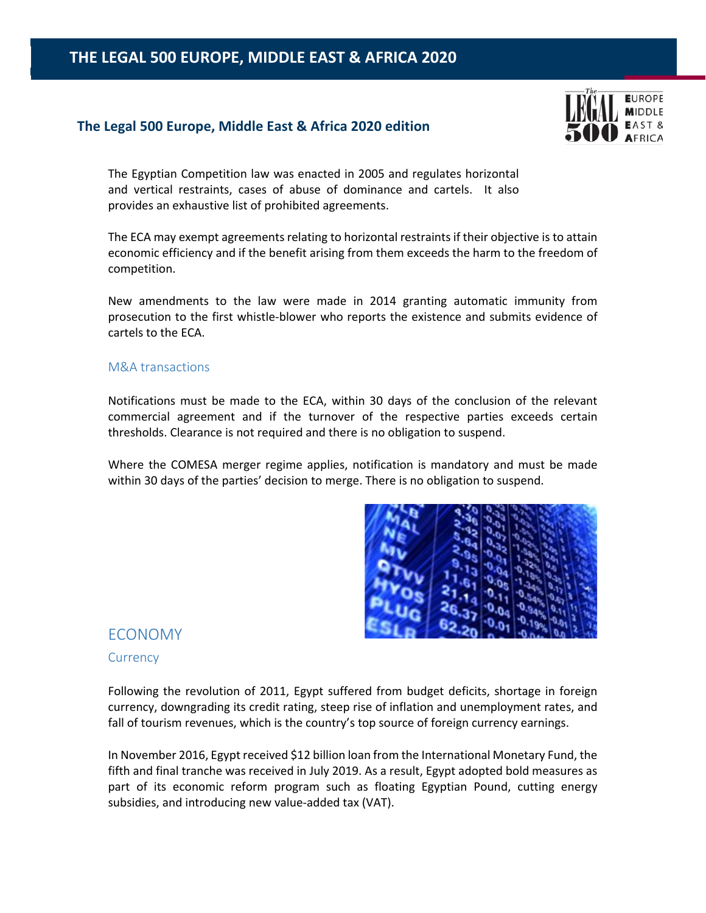# THE LEGAL 500 EUROPE, MIDDLE EAST & AFRICA 2020

## The Legal 500 Europe, Middle East & Africa 2020 edition

The Egyptian Competition law was enacted in 2005 and regulates horizontal and vertical restraints, cases of abuse of dominance and cartels. It also provides an exhaustive list of prohibited agreements.

The ECA may exempt agreements relating to horizontal restraints if their objective is to attain economic efficiency and if the benefit arising from them exceeds the harm to the freedom of competition.

New amendments to the law were made in 2014 granting automatic immunity from prosecution to the first whistle-blower who reports the existence and submits evidence of cartels to the ECA.

### M&A transactions

Notifications must be made to the ECA, within 30 days of the conclusion of the relevant commercial agreement and if the turnover of the respective parties exceeds certain thresholds. Clearance is not required and there is no obligation to suspend.

Where the COMESA merger regime applies, notification is mandatory and must be made within 30 days of the parties' decision to merge. There is no obligation to suspend.

## ECONOMY

### Currency

Following the revolution of 2011, Egypt suffered from budget deficits, shortage in foreign currency, downgrading its credit rating, steep rise of inflation and unemployment rates, and fall of tourism revenues, which is the country's top source of foreign currency earnings.

In November 2016, Egypt received $12 billion loan from the International Monetary Fund, the fifth and final tranche was received in July 2019. As a result, Egypt adopted bold measures as part of its economic reform program such as floating Egyptian Pound, cutting energy subsidies, and introducing new value-added tax (VAT).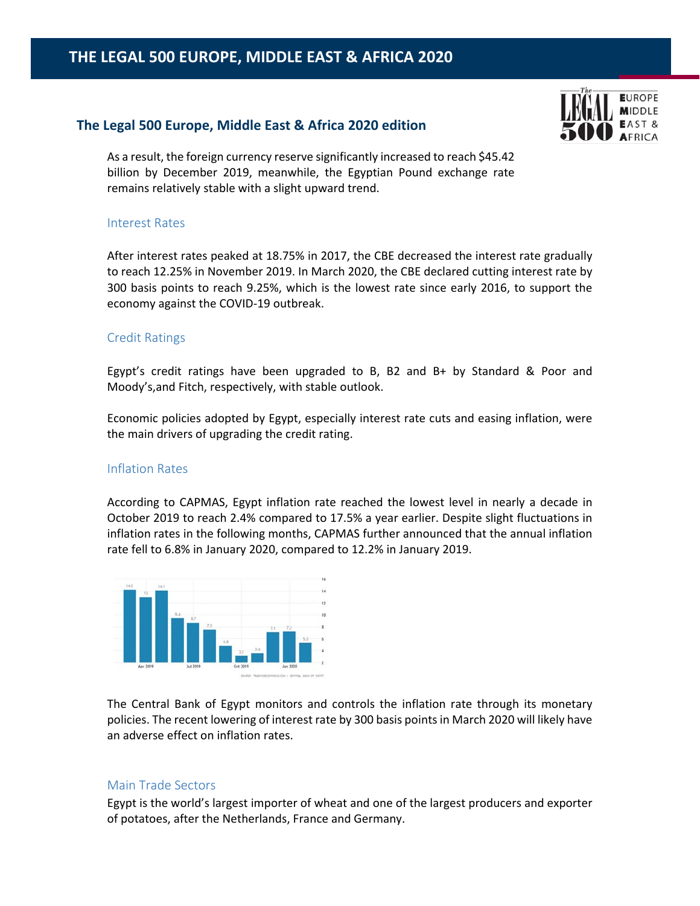As a result, the foreign currency reserve significantly increased to reach $45.42 billion by December 2019, meanwhile, the Egyptian Pound exchange rate remains relatively stable with a slight upward trend.

### Interest Rates

After interest rates peaked at 18.75% in 2017, the CBE decreased the interest rate gradually to reach 12.25% in November 2019. In March 2020, the CBE declared cutting interest rate by 300 basis points to reach 9.25%, which is the lowest rate since early 2016, to support the economy against the COVID-19 outbreak.

### Credit Ratings

Egypt's credit ratings have been upgraded to B, B2 and B+ by Standard & Poor and Moody's,and Fitch, respectively, with stable outlook.

Economic policies adopted by Egypt, especially interest rate cuts and easing inflation, were the main drivers of upgrading the credit rating.

### Inflation Rates

According to CAPMAS, Egypt inflation rate reached the lowest level in nearly a decade in October 2019 to reach 2.4% compared to 17.5% a year earlier. Despite slight fluctuations in inflation rates in the following months, CAPMAS further announced that the annual inflation rate fell to 6.8% in January 2020, compared to 12.2% in January 2019.

The Central Bank of Egypt monitors and controls the inflation rate through its monetary policies. The recent lowering of interest rate by 300 basis points in March 2020 will likely have an adverse effect on inflation rates.

### Main Trade Sectors

Egypt is the world's largest importer of wheat and one of the largest producers and exporter of potatoes, after the Netherlands, France and Germany.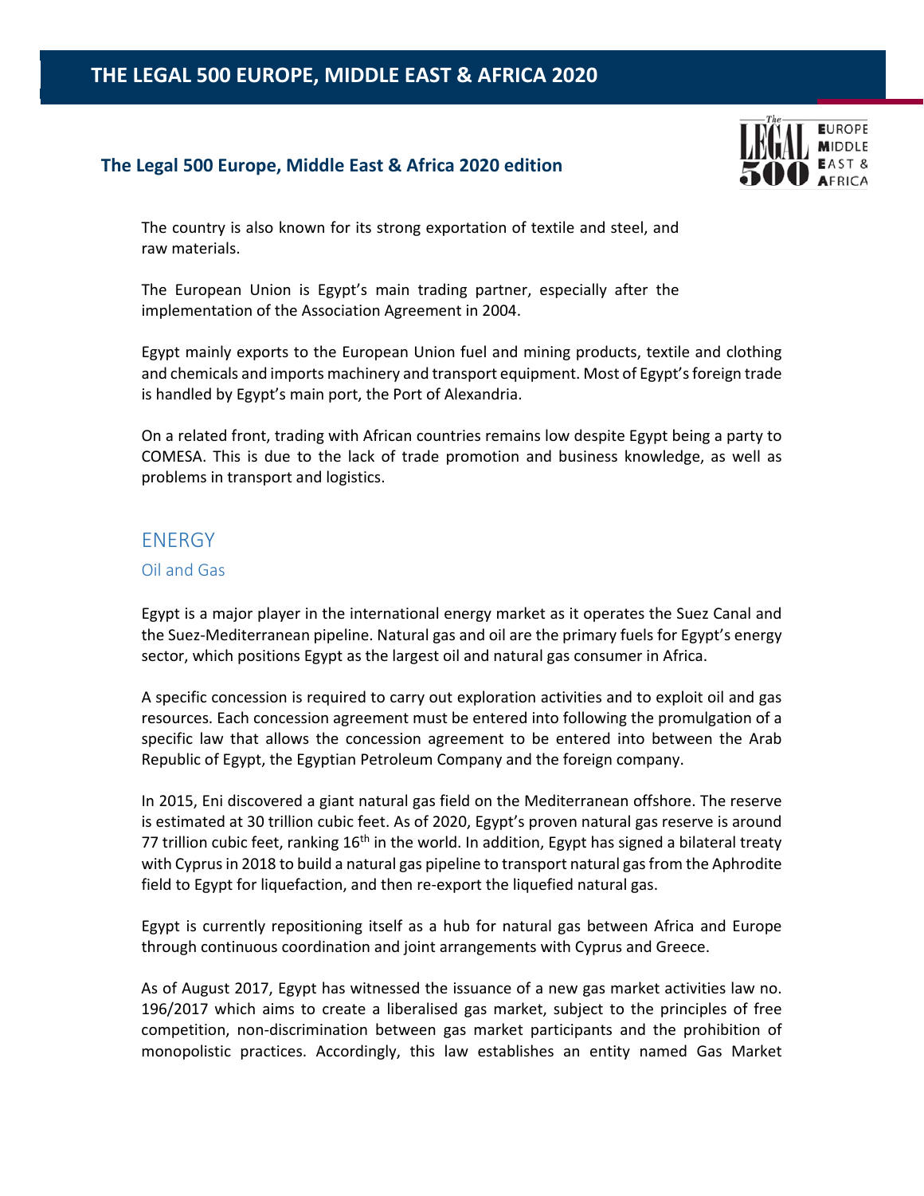The country is also known for its strong exportation of textile and steel, and raw materials.

The European Union is Egypt's main trading partner, especially after the implementation of the Association Agreement in 2004.

Egypt mainly exports to the European Union fuel and mining products, textile and clothing and chemicals and imports machinery and transport equipment. Most of Egypt's foreign trade is handled by Egypt's main port, the Port of Alexandria.

On a related front, trading with African countries remains low despite Egypt being a party to COMESA. This is due to the lack of trade promotion and business knowledge, as well as problems in transport and logistics.

## ENERGY

### Oil and Gas

Egypt is a major player in the international energy market as it operates the Suez Canal and the Suez-Mediterranean pipeline. Natural gas and oil are the primary fuels for Egypt's energy sector, which positions Egypt as the largest oil and natural gas consumer in Africa.

A specific concession is required to carry out exploration activities and to exploit oil and gas resources. Each concession agreement must be entered into following the promulgation of a specific law that allows the concession agreement to be entered into between the Arab Republic of Egypt, the Egyptian Petroleum Company and the foreign company.

In 2015, Eni discovered a giant natural gas field on the Mediterranean offshore. The reserve is estimated at 30 trillion cubic feet. As of 2020, Egypt's proven natural gas reserve is around 77 trillion cubic feet, ranking 16th in the world. In addition, Egypt has signed a bilateral treaty with Cyprus in 2018 to build a natural gas pipeline to transport natural gas from the Aphrodite field to Egypt for liquefaction, and then re-export the liquefied natural gas.

Egypt is currently repositioning itself as a hub for natural gas between Africa and Europe through continuous coordination and joint arrangements with Cyprus and Greece.

As of August 2017, Egypt has witnessed the issuance of a new gas market activities law no. 196/2017 which aims to create a liberalised gas market, subject to the principles of free competition, non-discrimination between gas market participants and the prohibition of monopolistic practices. Accordingly, this law establishes an entity named Gas Market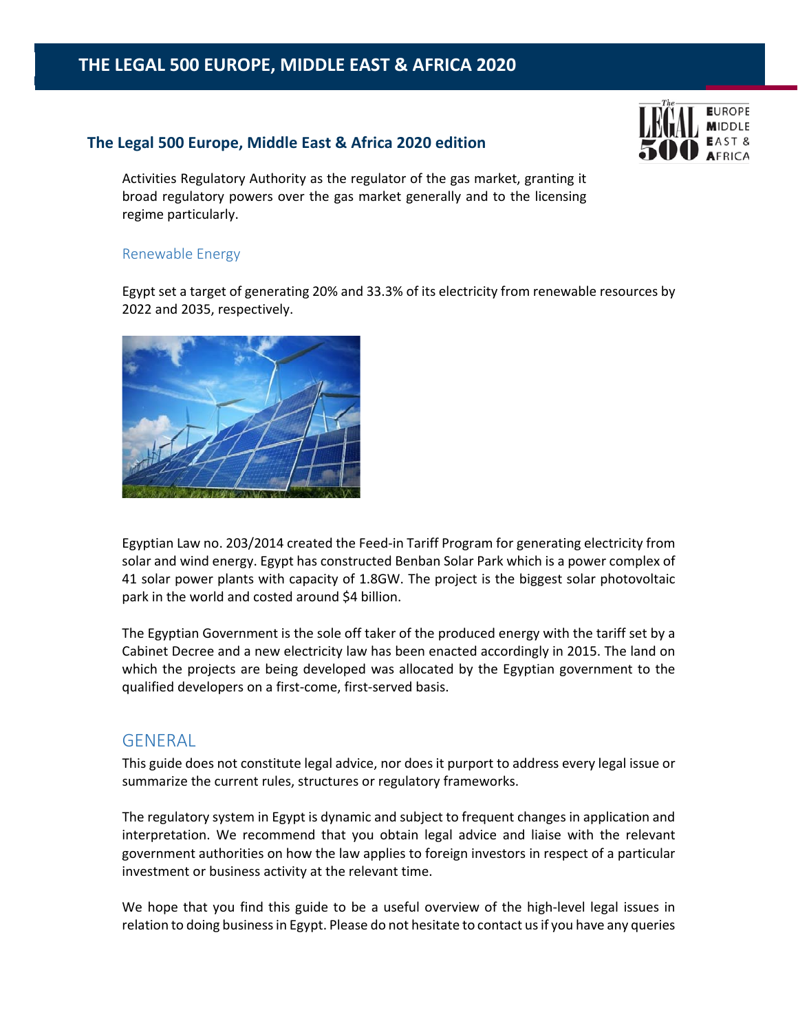Activities Regulatory Authority as the regulator of the gas market, granting it broad regulatory powers over the gas market generally and to the licensing regime particularly.

### Renewable Energy

Egypt set a target of generating 20% and 33.3% of its electricity from renewable resources by 2022 and 2035, respectively.

Egyptian Law no. 203/2014 created the Feed-in Tariff Program for generating electricity from solar and wind energy. Egypt has constructed Benban Solar Park which is a power complex of 41 solar power plants with capacity of 1.8GW. The project is the biggest solar photovoltaic park in the world and costed around $4 billion.

The Egyptian Government is the sole off taker of the produced energy with the tariff set by a Cabinet Decree and a new electricity law has been enacted accordingly in 2015. The land on which the projects are being developed was allocated by the Egyptian government to the qualified developers on a first-come, first-served basis.

## GENERAL

This guide does not constitute legal advice, nor does it purport to address every legal issue or summarize the current rules, structures or regulatory frameworks.

The regulatory system in Egypt is dynamic and subject to frequent changes in application and interpretation. We recommend that you obtain legal advice and liaise with the relevant government authorities on how the law applies to foreign investors in respect of a particular investment or business activity at the relevant time.

We hope that you find this guide to be a useful overview of the high-level legal issues in relation to doing business in Egypt. Please do not hesitate to contact us if you have any queries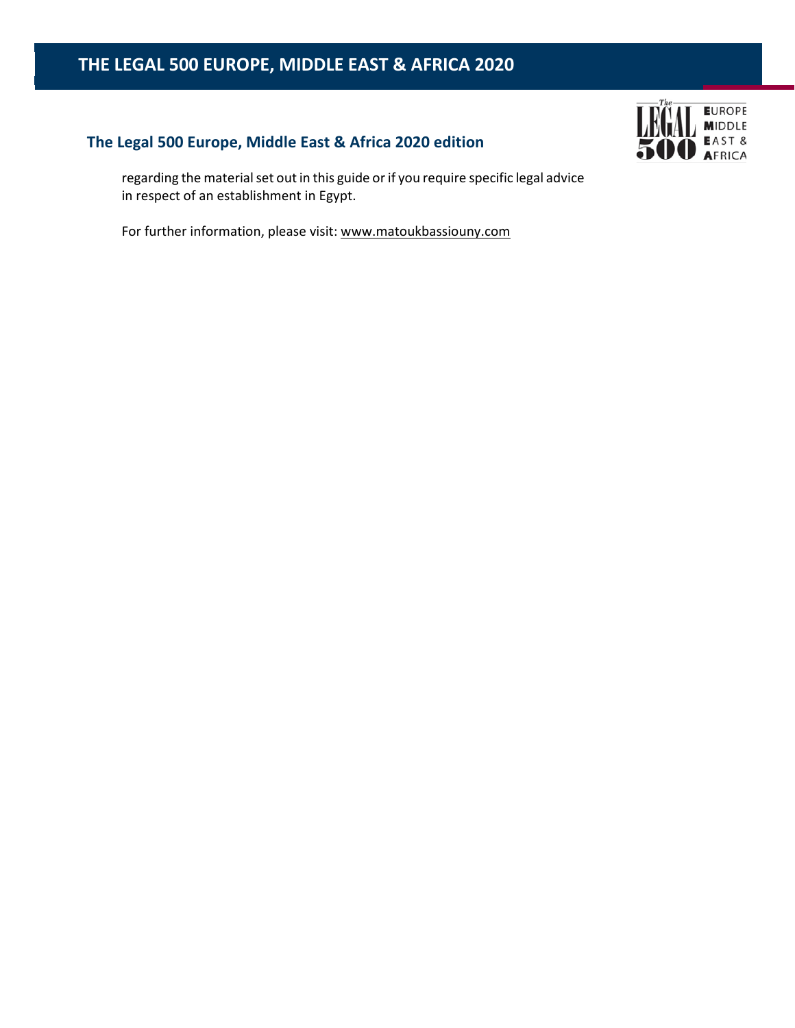## The Legal 500 Europe, Middle East & Africa 2020 edition

regarding the material set out in this guide or if you require specific legal advice in respect of an establishment in Egypt.

For further information, please visit: www.matoukbassiouny.com